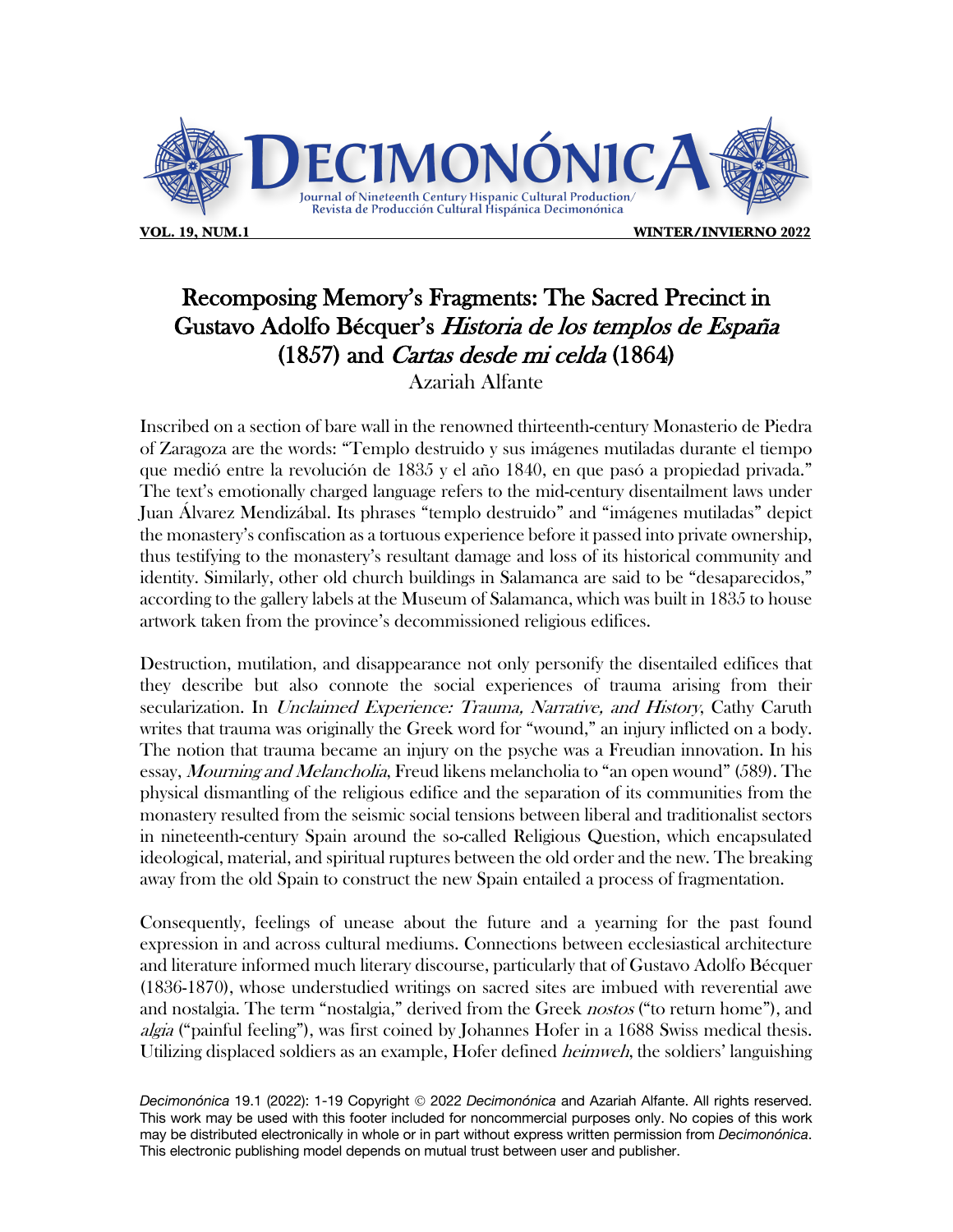# Recomposing Memory's Fragments: The Sacred Precinct in Gustavo Adolfo Bécquer's *Historia de los templos de España* (1857) and *Cartas desde mi celda* (1864)

Azariah Alfante

Inscribed on a section of bare wall in the renowned thirteenth-century Monasterio de Piedra of Zaragoza are the words: "Templo destruido y sus imágenes mutiladas durante el tiempo que medió entre la revolución de 1835 y el año 1840, en que pasó a propiedad privada." The text's emotionally charged language refers to the mid-century disentailment laws under Juan Álvarez Mendizábal. Its phrases "templo destruido" and "imágenes mutiladas" depict the monastery's confiscation as a tortuous experience before it passed into private ownership, thus testifying to the monastery's resultant damage and loss of its historical community and identity. Similarly, other old church buildings in Salamanca are said to be "desaparecidos," according to the gallery labels at the Museum of Salamanca, which was built in 1835 to house artwork taken from the province's decommissioned religious edifices.

Destruction, mutilation, and disappearance not only personify the disentailed edifices that they describe but also connote the social experiences of trauma arising from their secularization. In *Unclaimed Experience: Trauma, Narrative, and History*, Cathy Caruth writes that trauma was originally the Greek word for "wound," an injury inflicted on a body. The notion that trauma became an injury on the psyche was a Freudian innovation. In his essay, *Mourning and Melancholia*, Freud likens melancholia to "an open wound" (589). The physical dismantling of the religious edifice and the separation of its communities from the monastery resulted from the seismic social tensions between liberal and traditionalist sectors in nineteenth-century Spain around the so-called Religious Question, which encapsulated ideological, material, and spiritual ruptures between the old order and the new. The breaking away from the old Spain to construct the new Spain entailed a process of fragmentation.

Consequently, feelings of unease about the future and a yearning for the past found expression in and across cultural mediums. Connections between ecclesiastical architecture and literature informed much literary discourse, particularly that of Gustavo Adolfo Bécquer (1836-1870), whose understudied writings on sacred sites are imbued with reverential awe and nostalgia. The term "nostalgia," derived from the Greek *nostos* ("to return home"), and *algia* ("painful feeling"), was first coined by Johannes Hofer in a 1688 Swiss medical thesis. Utilizing displaced soldiers as an example, Hofer defined *heimweh*, the soldiers' languishing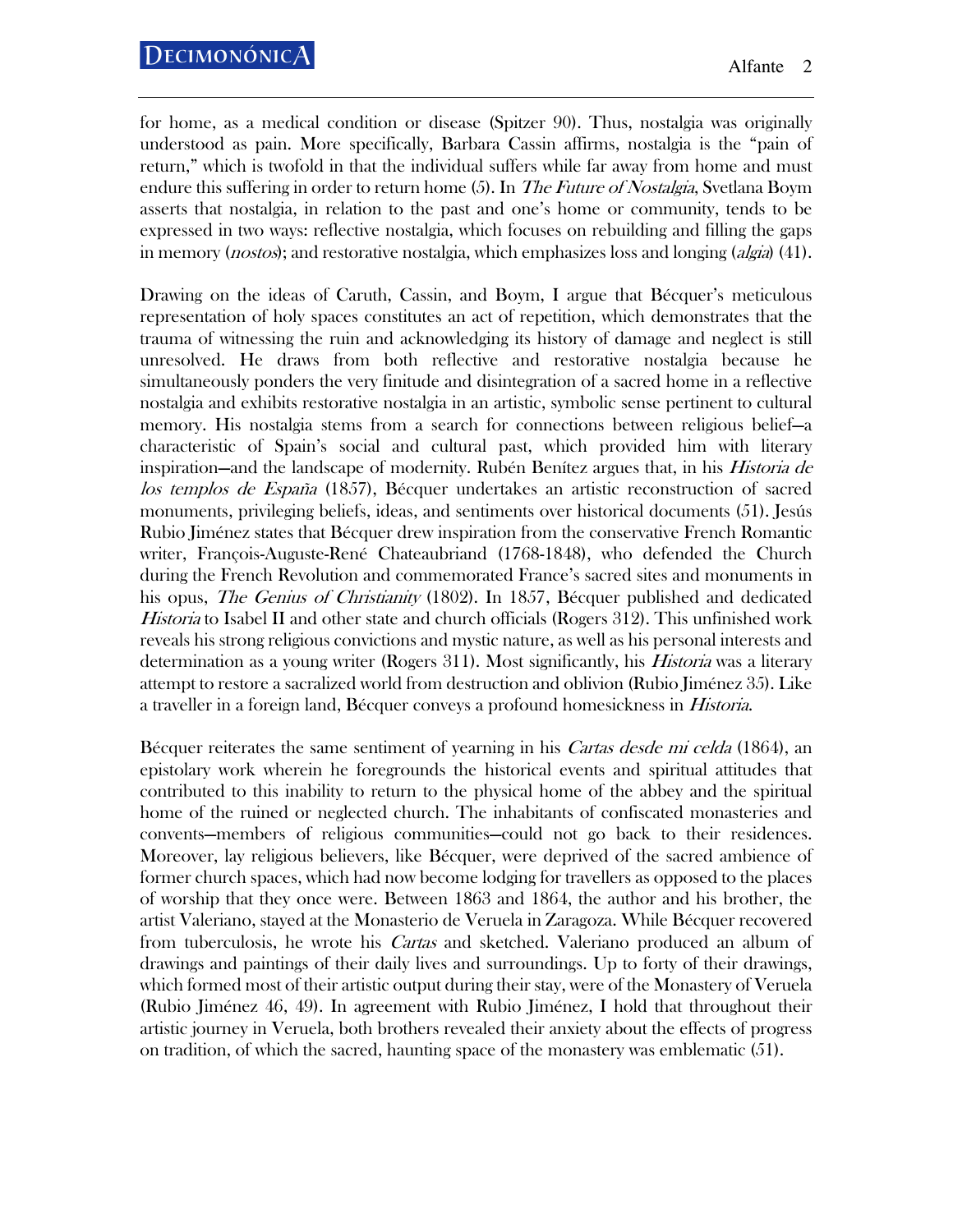for home, as a medical condition or disease (Spitzer 90). Thus, nostalgia was originally understood as pain. More specifically, Barbara Cassin affirms, nostalgia is the "pain of return," which is twofold in that the individual suffers while far away from home and must endure this suffering in order to return home (5). In *The Future of Nostalgia*, Svetlana Boym asserts that nostalgia, in relation to the past and one's home or community, tends to be expressed in two ways: reflective nostalgia, which focuses on rebuilding and filling the gaps in memory (*nostos*); and restorative nostalgia, which emphasizes loss and longing (*algia*) (41).

Drawing on the ideas of Caruth, Cassin, and Boym, I argue that Bécquer's meticulous representation of holy spaces constitutes an act of repetition, which demonstrates that the trauma of witnessing the ruin and acknowledging its history of damage and neglect is still unresolved. He draws from both reflective and restorative nostalgia because he simultaneously ponders the very finitude and disintegration of a sacred home in a reflective nostalgia and exhibits restorative nostalgia in an artistic, symbolic sense pertinent to cultural memory. His nostalgia stems from a search for connections between religious belief—a characteristic of Spain's social and cultural past, which provided him with literary inspiration—and the landscape of modernity. Rubén Benítez argues that, in his *Historia de los templos de España* (1857), Bécquer undertakes an artistic reconstruction of sacred monuments, privileging beliefs, ideas, and sentiments over historical documents (51). Jesús Rubio Jiménez states that Bécquer drew inspiration from the conservative French Romantic writer, François-Auguste-René Chateaubriand (1768-1848), who defended the Church during the French Revolution and commemorated France's sacred sites and monuments in his opus, *The Genius of Christianity* (1802). In 1857, Bécquer published and dedicated *Historia* to Isabel II and other state and church officials (Rogers 312). This unfinished work reveals his strong religious convictions and mystic nature, as well as his personal interests and determination as a young writer (Rogers 311). Most significantly, his *Historia* was a literary attempt to restore a sacralized world from destruction and oblivion (Rubio Jiménez 35). Like a traveller in a foreign land, Bécquer conveys a profound homesickness in *Historia*.

Bécquer reiterates the same sentiment of yearning in his *Cartas desde mi celda* (1864), an epistolary work wherein he foregrounds the historical events and spiritual attitudes that contributed to this inability to return to the physical home of the abbey and the spiritual home of the ruined or neglected church. The inhabitants of confiscated monasteries and convents—members of religious communities—could not go back to their residences. Moreover, lay religious believers, like Bécquer, were deprived of the sacred ambience of former church spaces, which had now become lodging for travellers as opposed to the places of worship that they once were. Between 1863 and 1864, the author and his brother, the artist Valeriano, stayed at the Monasterio de Veruela in Zaragoza. While Bécquer recovered from tuberculosis, he wrote his *Cartas* and sketched. Valeriano produced an album of drawings and paintings of their daily lives and surroundings. Up to forty of their drawings, which formed most of their artistic output during their stay, were of the Monastery of Veruela (Rubio Jiménez 46, 49). In agreement with Rubio Jiménez, I hold that throughout their artistic journey in Veruela, both brothers revealed their anxiety about the effects of progress on tradition, of which the sacred, haunting space of the monastery was emblematic (51).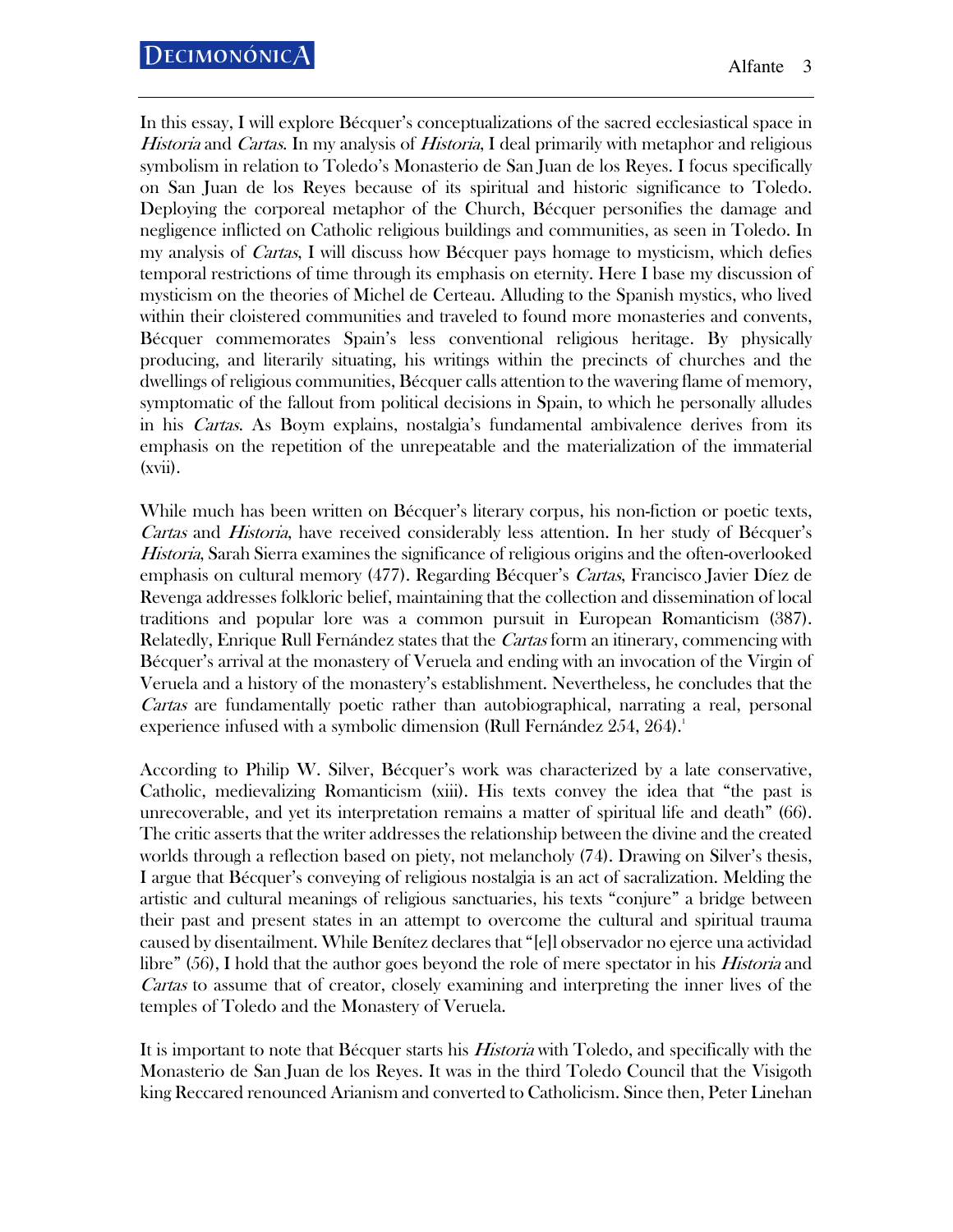In this essay, I will explore Bécquer's conceptualizations of the sacred ecclesiastical space in *Historia* and *Cartas*. In my analysis of *Historia*, I deal primarily with metaphor and religious symbolism in relation to Toledo's Monasterio de San Juan de los Reyes. I focus specifically on San Juan de los Reyes because of its spiritual and historic significance to Toledo. Deploying the corporeal metaphor of the Church, Bécquer personifies the damage and negligence inflicted on Catholic religious buildings and communities, as seen in Toledo. In my analysis of *Cartas*, I will discuss how Bécquer pays homage to mysticism, which defies temporal restrictions of time through its emphasis on eternity. Here I base my discussion of mysticism on the theories of Michel de Certeau. Alluding to the Spanish mystics, who lived within their cloistered communities and traveled to found more monasteries and convents, Bécquer commemorates Spain's less conventional religious heritage. By physically producing, and literarily situating, his writings within the precincts of churches and the dwellings of religious communities, Bécquer calls attention to the wavering flame of memory, symptomatic of the fallout from political decisions in Spain, to which he personally alludes in his *Cartas*. As Boym explains, nostalgia's fundamental ambivalence derives from its emphasis on the repetition of the unrepeatable and the materialization of the immaterial (xvii).

While much has been written on Bécquer's literary corpus, his non-fiction or poetic texts, *Cartas* and *Historia*, have received considerably less attention. In her study of Bécquer's *Historia*, Sarah Sierra examines the significance of religious origins and the often-overlooked emphasis on cultural memory (477). Regarding Bécquer's *Cartas*, Francisco Javier Díez de Revenga addresses folkloric belief, maintaining that the collection and dissemination of local traditions and popular lore was a common pursuit in European Romanticism (387). Relatedly, Enrique Rull Fernández states that the *Cartas* form an itinerary, commencing with Bécquer's arrival at the monastery of Veruela and ending with an invocation of the Virgin of Veruela and a history of the monastery's establishment. Nevertheless, he concludes that the *Cartas* are fundamentally poetic rather than autobiographical, narrating a real, personal experience infused with a symbolic dimension (Rull Fernández 254, 264).[1]

According to Philip W. Silver, Bécquer's work was characterized by a late conservative, Catholic, medievalizing Romanticism (xiii). His texts convey the idea that "the past is unrecoverable, and yet its interpretation remains a matter of spiritual life and death" (66). The critic asserts that the writer addresses the relationship between the divine and the created worlds through a reflection based on piety, not melancholy (74). Drawing on Silver's thesis, I argue that Bécquer's conveying of religious nostalgia is an act of sacralization. Melding the artistic and cultural meanings of religious sanctuaries, his texts "conjure" a bridge between their past and present states in an attempt to overcome the cultural and spiritual trauma caused by disentailment. While Benítez declares that "[e]l observador no ejerce una actividad libre" (56), I hold that the author goes beyond the role of mere spectator in his *Historia* and *Cartas* to assume that of creator, closely examining and interpreting the inner lives of the temples of Toledo and the Monastery of Veruela.

It is important to note that Bécquer starts his *Historia* with Toledo, and specifically with the Monasterio de San Juan de los Reyes. It was in the third Toledo Council that the Visigoth king Reccared renounced Arianism and converted to Catholicism. Since then, Peter Linehan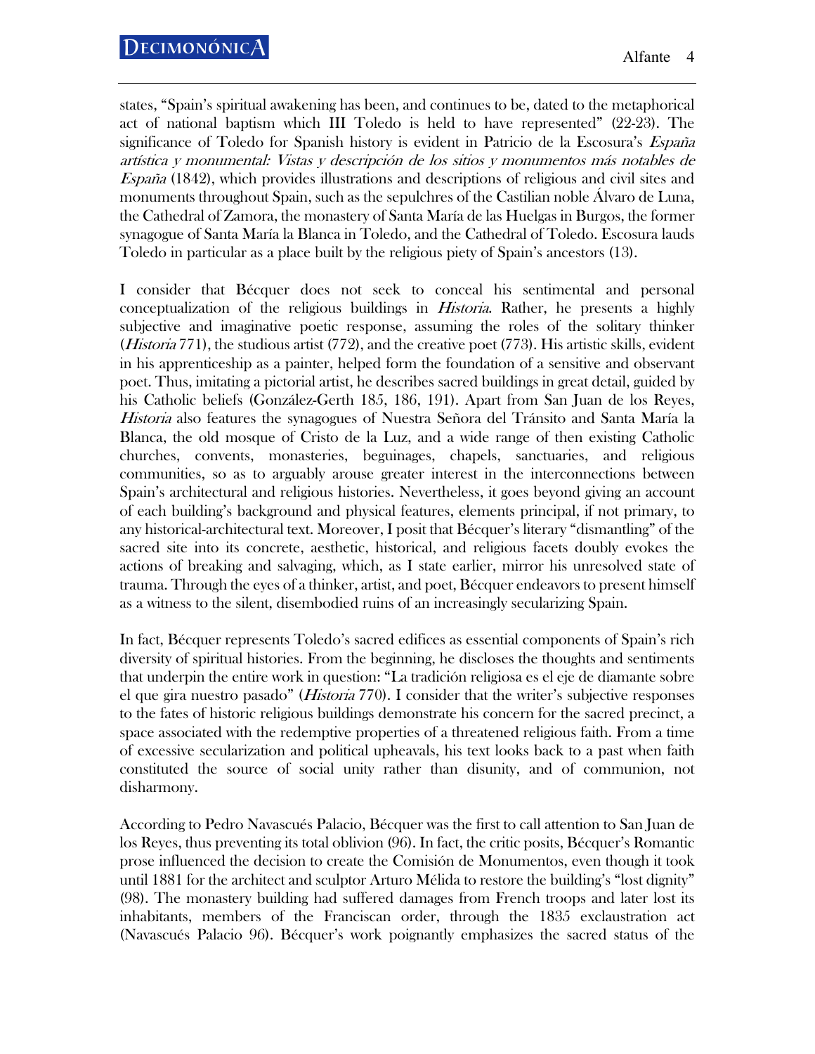states, "Spain's spiritual awakening has been, and continues to be, dated to the metaphorical act of national baptism which III Toledo is held to have represented" (22-23). The significance of Toledo for Spanish history is evident in Patricio de la Escosura's *España artística y monumental: Vistas y descripción de los sitios y monumentos más notables de España* (1842), which provides illustrations and descriptions of religious and civil sites and monuments throughout Spain, such as the sepulchres of the Castilian noble Álvaro de Luna, the Cathedral of Zamora, the monastery of Santa María de las Huelgas in Burgos, the former synagogue of Santa María la Blanca in Toledo, and the Cathedral of Toledo. Escosura lauds Toledo in particular as a place built by the religious piety of Spain's ancestors (13).

I consider that Bécquer does not seek to conceal his sentimental and personal conceptualization of the religious buildings in *Historia*. Rather, he presents a highly subjective and imaginative poetic response, assuming the roles of the solitary thinker (*Historia* 771), the studious artist (772), and the creative poet (773). His artistic skills, evident in his apprenticeship as a painter, helped form the foundation of a sensitive and observant poet. Thus, imitating a pictorial artist, he describes sacred buildings in great detail, guided by his Catholic beliefs (González-Gerth 185, 186, 191). Apart from San Juan de los Reyes, *Historia* also features the synagogues of Nuestra Señora del Tránsito and Santa María la Blanca, the old mosque of Cristo de la Luz, and a wide range of then existing Catholic churches, convents, monasteries, beguinages, chapels, sanctuaries, and religious communities, so as to arguably arouse greater interest in the interconnections between Spain's architectural and religious histories. Nevertheless, it goes beyond giving an account of each building's background and physical features, elements principal, if not primary, to any historical-architectural text. Moreover, I posit that Bécquer's literary "dismantling" of the sacred site into its concrete, aesthetic, historical, and religious facets doubly evokes the actions of breaking and salvaging, which, as I state earlier, mirror his unresolved state of trauma. Through the eyes of a thinker, artist, and poet, Bécquer endeavors to present himself as a witness to the silent, disembodied ruins of an increasingly secularizing Spain.

In fact, Bécquer represents Toledo's sacred edifices as essential components of Spain's rich diversity of spiritual histories. From the beginning, he discloses the thoughts and sentiments that underpin the entire work in question: "La tradición religiosa es el eje de diamante sobre el que gira nuestro pasado" (*Historia* 770). I consider that the writer's subjective responses to the fates of historic religious buildings demonstrate his concern for the sacred precinct, a space associated with the redemptive properties of a threatened religious faith. From a time of excessive secularization and political upheavals, his text looks back to a past when faith constituted the source of social unity rather than disunity, and of communion, not disharmony.

According to Pedro Navascués Palacio, Bécquer was the first to call attention to San Juan de los Reyes, thus preventing its total oblivion (96). In fact, the critic posits, Bécquer's Romantic prose influenced the decision to create the Comisión de Monumentos, even though it took until 1881 for the architect and sculptor Arturo Mélida to restore the building's "lost dignity" (98). The monastery building had suffered damages from French troops and later lost its inhabitants, members of the Franciscan order, through the 1835 exclaustration act (Navascués Palacio 96). Bécquer's work poignantly emphasizes the sacred status of the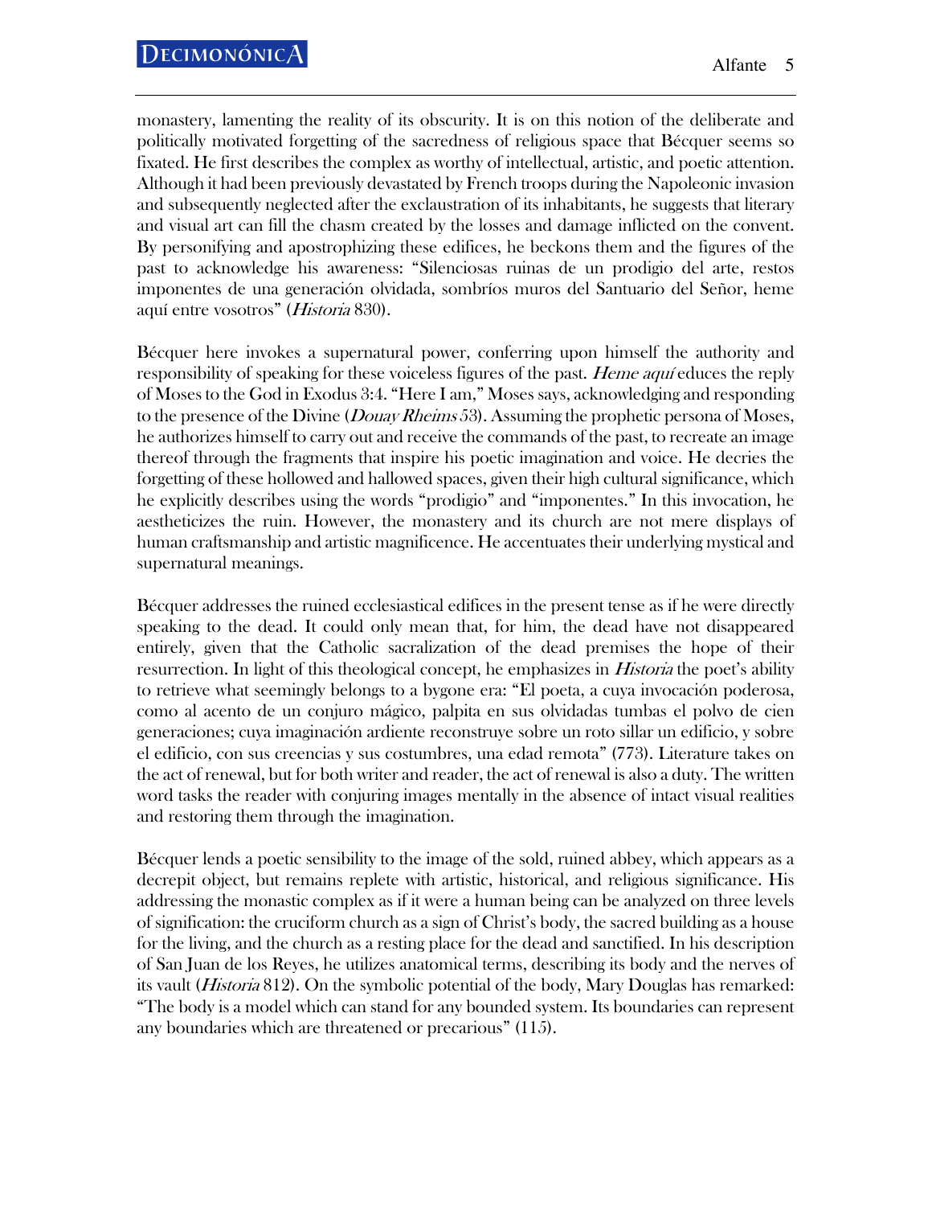monastery, lamenting the reality of its obscurity. It is on this notion of the deliberate and politically motivated forgetting of the sacredness of religious space that Bécquer seems so fixated. He first describes the complex as worthy of intellectual, artistic, and poetic attention. Although it had been previously devastated by French troops during the Napoleonic invasion and subsequently neglected after the exclaustration of its inhabitants, he suggests that literary and visual art can fill the chasm created by the losses and damage inflicted on the convent. By personifying and apostrophizing these edifices, he beckons them and the figures of the past to acknowledge his awareness: "Silenciosas ruinas de un prodigio del arte, restos imponentes de una generación olvidada, sombríos muros del Santuario del Señor, heme aquí entre vosotros" (*Historia* 830).

Bécquer here invokes a supernatural power, conferring upon himself the authority and responsibility of speaking for these voiceless figures of the past. *Heme aquí* educes the reply of Moses to the God in Exodus 3:4. "Here I am," Moses says, acknowledging and responding to the presence of the Divine (*Douay Rheims* 53). Assuming the prophetic persona of Moses, he authorizes himself to carry out and receive the commands of the past, to recreate an image thereof through the fragments that inspire his poetic imagination and voice. He decries the forgetting of these hollowed and hallowed spaces, given their high cultural significance, which he explicitly describes using the words "prodigio" and "imponentes." In this invocation, he aestheticizes the ruin. However, the monastery and its church are not mere displays of human craftsmanship and artistic magnificence. He accentuates their underlying mystical and supernatural meanings.

Bécquer addresses the ruined ecclesiastical edifices in the present tense as if he were directly speaking to the dead. It could only mean that, for him, the dead have not disappeared entirely, given that the Catholic sacralization of the dead premises the hope of their resurrection. In light of this theological concept, he emphasizes in *Historia* the poet's ability to retrieve what seemingly belongs to a bygone era: "El poeta, a cuya invocación poderosa, como al acento de un conjuro mágico, palpita en sus olvidadas tumbas el polvo de cien generaciones; cuya imaginación ardiente reconstruye sobre un roto sillar un edificio, y sobre el edificio, con sus creencias y sus costumbres, una edad remota" (773). Literature takes on the act of renewal, but for both writer and reader, the act of renewal is also a duty. The written word tasks the reader with conjuring images mentally in the absence of intact visual realities and restoring them through the imagination.

Bécquer lends a poetic sensibility to the image of the sold, ruined abbey, which appears as a decrepit object, but remains replete with artistic, historical, and religious significance. His addressing the monastic complex as if it were a human being can be analyzed on three levels of signification: the cruciform church as a sign of Christ's body, the sacred building as a house for the living, and the church as a resting place for the dead and sanctified. In his description of San Juan de los Reyes, he utilizes anatomical terms, describing its body and the nerves of its vault (*Historia* 812). On the symbolic potential of the body, Mary Douglas has remarked: "The body is a model which can stand for any bounded system. Its boundaries can represent any boundaries which are threatened or precarious" (115).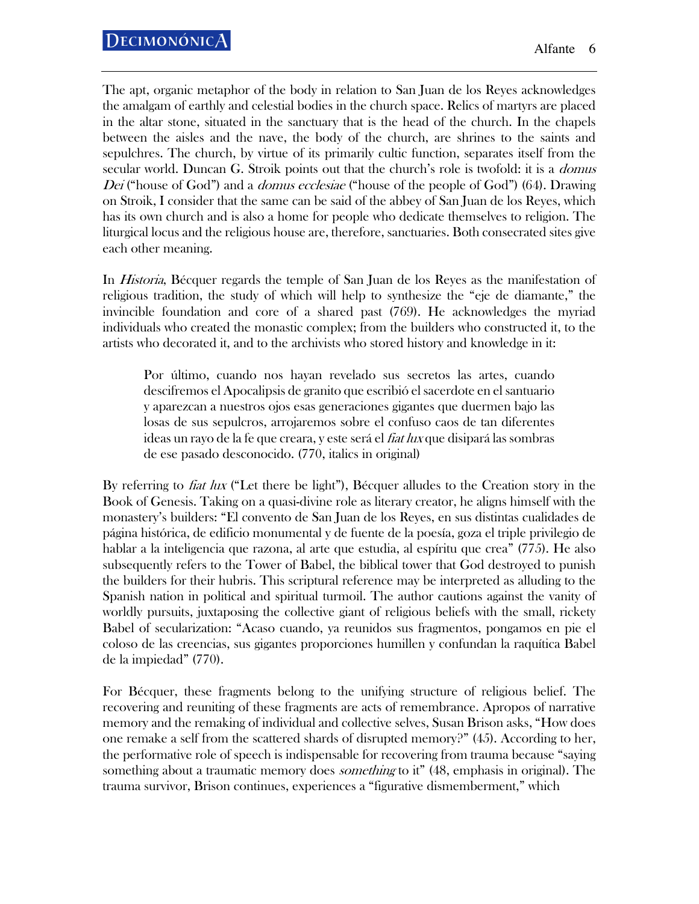The apt, organic metaphor of the body in relation to San Juan de los Reyes acknowledges the amalgam of earthly and celestial bodies in the church space. Relics of martyrs are placed in the altar stone, situated in the sanctuary that is the head of the church. In the chapels between the aisles and the nave, the body of the church, are shrines to the saints and sepulchres. The church, by virtue of its primarily cultic function, separates itself from the secular world. Duncan G. Stroik points out that the church's role is twofold: it is a *domus Dei* ("house of God") and a *domus ecclesiae* ("house of the people of God") (64). Drawing on Stroik, I consider that the same can be said of the abbey of San Juan de los Reyes, which has its own church and is also a home for people who dedicate themselves to religion. The liturgical locus and the religious house are, therefore, sanctuaries. Both consecrated sites give each other meaning.

In *Historia*, Bécquer regards the temple of San Juan de los Reyes as the manifestation of religious tradition, the study of which will help to synthesize the "eje de diamante," the invincible foundation and core of a shared past (769). He acknowledges the myriad individuals who created the monastic complex; from the builders who constructed it, to the artists who decorated it, and to the archivists who stored history and knowledge in it:

> Por último, cuando nos hayan revelado sus secretos las artes, cuando descifremos el Apocalipsis de granito que escribió el sacerdote en el santuario y aparezcan a nuestros ojos esas generaciones gigantes que duermen bajo las losas de sus sepulcros, arrojaremos sobre el confuso caos de tan diferentes ideas un rayo de la fe que creara, y este será el *fiat lux* que disipará las sombras de ese pasado desconocido. (770, italics in original)

By referring to *fiat lux* ("Let there be light"), Bécquer alludes to the Creation story in the Book of Genesis. Taking on a quasi-divine role as literary creator, he aligns himself with the monastery's builders: "El convento de San Juan de los Reyes, en sus distintas cualidades de página histórica, de edificio monumental y de fuente de la poesía, goza el triple privilegio de hablar a la inteligencia que razona, al arte que estudia, al espíritu que crea" (775). He also subsequently refers to the Tower of Babel, the biblical tower that God destroyed to punish the builders for their hubris. This scriptural reference may be interpreted as alluding to the Spanish nation in political and spiritual turmoil. The author cautions against the vanity of worldly pursuits, juxtaposing the collective giant of religious beliefs with the small, rickety Babel of secularization: "Acaso cuando, ya reunidos sus fragmentos, pongamos en pie el coloso de las creencias, sus gigantes proporciones humillen y confundan la raquítica Babel de la impiedad" (770).

For Bécquer, these fragments belong to the unifying structure of religious belief. The recovering and reuniting of these fragments are acts of remembrance. Apropos of narrative memory and the remaking of individual and collective selves, Susan Brison asks, "How does one remake a self from the scattered shards of disrupted memory?" (45). According to her, the performative role of speech is indispensable for recovering from trauma because "saying something about a traumatic memory does *something* to it" (48, emphasis in original). The trauma survivor, Brison continues, experiences a "figurative dismemberment," which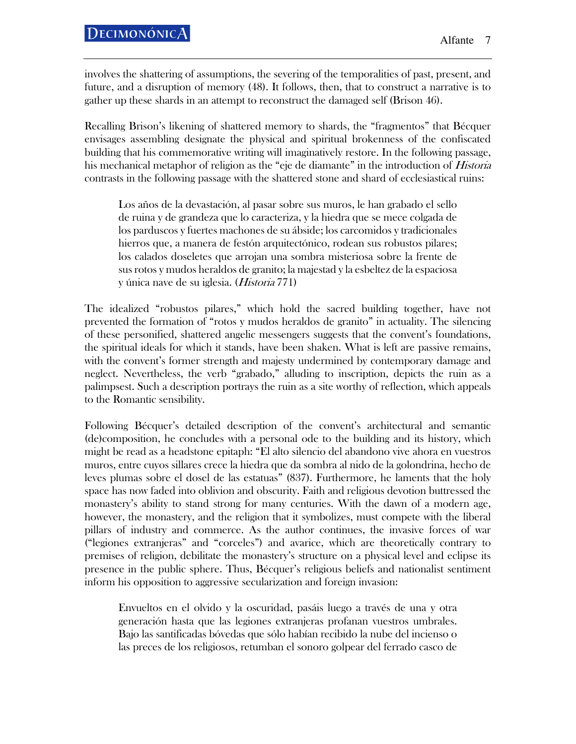involves the shattering of assumptions, the severing of the temporalities of past, present, and future, and a disruption of memory (48). It follows, then, that to construct a narrative is to gather up these shards in an attempt to reconstruct the damaged self (Brison 46).

Recalling Brison's likening of shattered memory to shards, the "fragmentos" that Bécquer envisages assembling designate the physical and spiritual brokenness of the confiscated building that his commemorative writing will imaginatively restore. In the following passage, his mechanical metaphor of religion as the "eje de diamante" in the introduction of *Historia* contrasts in the following passage with the shattered stone and shard of ecclesiastical ruins:

> Los años de la devastación, al pasar sobre sus muros, le han grabado el sello de ruina y de grandeza que lo caracteriza, y la hiedra que se mece colgada de los parduscos y fuertes machones de su ábside; los carcomidos y tradicionales hierros que, a manera de festón arquitectónico, rodean sus robustos pilares; los calados doseletes que arrojan una sombra misteriosa sobre la frente de sus rotos y mudos heraldos de granito; la majestad y la esbeltez de la espaciosa y única nave de su iglesia. (*Historia* 771)

The idealized "robustos pilares," which hold the sacred building together, have not prevented the formation of "rotos y mudos heraldos de granito" in actuality. The silencing of these personified, shattered angelic messengers suggests that the convent's foundations, the spiritual ideals for which it stands, have been shaken. What is left are passive remains, with the convent's former strength and majesty undermined by contemporary damage and neglect. Nevertheless, the verb "grabado," alluding to inscription, depicts the ruin as a palimpsest. Such a description portrays the ruin as a site worthy of reflection, which appeals to the Romantic sensibility.

Following Bécquer's detailed description of the convent's architectural and semantic (de)composition, he concludes with a personal ode to the building and its history, which might be read as a headstone epitaph: "El alto silencio del abandono vive ahora en vuestros muros, entre cuyos sillares crece la hiedra que da sombra al nido de la golondrina, hecho de leves plumas sobre el dosel de las estatuas" (837). Furthermore, he laments that the holy space has now faded into oblivion and obscurity. Faith and religious devotion buttressed the monastery's ability to stand strong for many centuries. With the dawn of a modern age, however, the monastery, and the religion that it symbolizes, must compete with the liberal pillars of industry and commerce. As the author continues, the invasive forces of war ("legiones extranjeras" and "corceles") and avarice, which are theoretically contrary to premises of religion, debilitate the monastery's structure on a physical level and eclipse its presence in the public sphere. Thus, Bécquer's religious beliefs and nationalist sentiment inform his opposition to aggressive secularization and foreign invasion:

> Envueltos en el olvido y la oscuridad, pasáis luego a través de una y otra generación hasta que las legiones extranjeras profanan vuestros umbrales. Bajo las santificadas bóvedas que sólo habían recibido la nube del incienso o las preces de los religiosos, retumban el sonoro golpear del ferrado casco de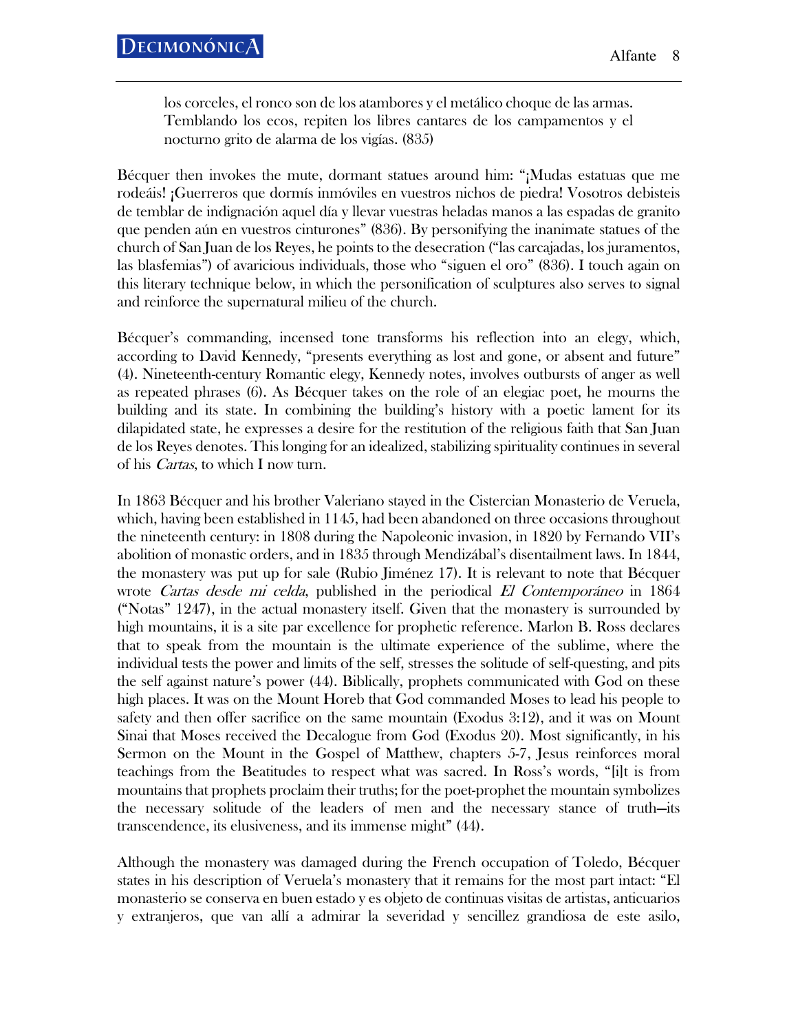> los corceles, el ronco son de los atambores y el metálico choque de las armas. Temblando los ecos, repiten los libres cantares de los campamentos y el nocturno grito de alarma de los vigías. (835)

Bécquer then invokes the mute, dormant statues around him: "¡Mudas estatuas que me rodeáis! ¡Guerreros que dormís inmóviles en vuestros nichos de piedra! Vosotros debisteis de temblar de indignación aquel día y llevar vuestras heladas manos a las espadas de granito que penden aún en vuestros cinturones" (836). By personifying the inanimate statues of the church of San Juan de los Reyes, he points to the desecration ("las carcajadas, los juramentos, las blasfemias") of avaricious individuals, those who "siguen el oro" (836). I touch again on this literary technique below, in which the personification of sculptures also serves to signal and reinforce the supernatural milieu of the church.

Bécquer's commanding, incensed tone transforms his reflection into an elegy, which, according to David Kennedy, "presents everything as lost and gone, or absent and future" (4). Nineteenth-century Romantic elegy, Kennedy notes, involves outbursts of anger as well as repeated phrases (6). As Bécquer takes on the role of an elegiac poet, he mourns the building and its state. In combining the building's history with a poetic lament for its dilapidated state, he expresses a desire for the restitution of the religious faith that San Juan de los Reyes denotes. This longing for an idealized, stabilizing spirituality continues in several of his *Cartas*, to which I now turn.

In 1863 Bécquer and his brother Valeriano stayed in the Cistercian Monasterio de Veruela, which, having been established in 1145, had been abandoned on three occasions throughout the nineteenth century: in 1808 during the Napoleonic invasion, in 1820 by Fernando VII's abolition of monastic orders, and in 1835 through Mendizábal's disentailment laws. In 1844, the monastery was put up for sale (Rubio Jiménez 17). It is relevant to note that Bécquer wrote *Cartas desde mi celda*, published in the periodical *El Contemporáneo* in 1864 ("Notas" 1247), in the actual monastery itself. Given that the monastery is surrounded by high mountains, it is a site par excellence for prophetic reference. Marlon B. Ross declares that to speak from the mountain is the ultimate experience of the sublime, where the individual tests the power and limits of the self, stresses the solitude of self-questing, and pits the self against nature's power (44). Biblically, prophets communicated with God on these high places. It was on the Mount Horeb that God commanded Moses to lead his people to safety and then offer sacrifice on the same mountain (Exodus 3:12), and it was on Mount Sinai that Moses received the Decalogue from God (Exodus 20). Most significantly, in his Sermon on the Mount in the Gospel of Matthew, chapters 5-7, Jesus reinforces moral teachings from the Beatitudes to respect what was sacred. In Ross's words, "[i]t is from mountains that prophets proclaim their truths; for the poet-prophet the mountain symbolizes the necessary solitude of the leaders of men and the necessary stance of truth—its transcendence, its elusiveness, and its immense might" (44).

Although the monastery was damaged during the French occupation of Toledo, Bécquer states in his description of Veruela's monastery that it remains for the most part intact: "El monasterio se conserva en buen estado y es objeto de continuas visitas de artistas, anticuarios y extranjeros, que van allí a admirar la severidad y sencillez grandiosa de este asilo,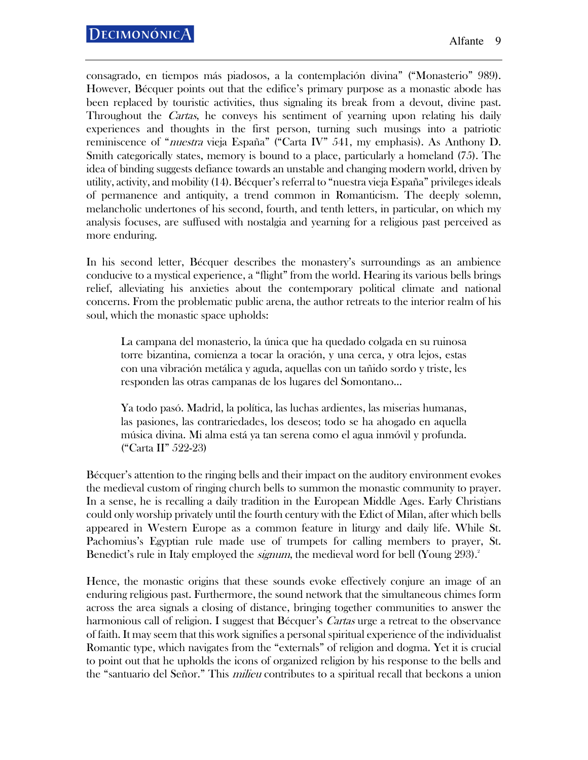consagrado, en tiempos más piadosos, a la contemplación divina" ("Monasterio" 989). However, Bécquer points out that the edifice's primary purpose as a monastic abode has been replaced by touristic activities, thus signaling its break from a devout, divine past. Throughout the *Cartas*, he conveys his sentiment of yearning upon relating his daily experiences and thoughts in the first person, turning such musings into a patriotic reminiscence of "*nuestra* vieja España" ("Carta IV" 541, my emphasis). As Anthony D. Smith categorically states, memory is bound to a place, particularly a homeland (75). The idea of binding suggests defiance towards an unstable and changing modern world, driven by utility, activity, and mobility (14). Bécquer's referral to "nuestra vieja España" privileges ideals of permanence and antiquity, a trend common in Romanticism. The deeply solemn, melancholic undertones of his second, fourth, and tenth letters, in particular, on which my analysis focuses, are suffused with nostalgia and yearning for a religious past perceived as more enduring.

In his second letter, Bécquer describes the monastery's surroundings as an ambience conducive to a mystical experience, a "flight" from the world. Hearing its various bells brings relief, alleviating his anxieties about the contemporary political climate and national concerns. From the problematic public arena, the author retreats to the interior realm of his soul, which the monastic space upholds:

> La campana del monasterio, la única que ha quedado colgada en su ruinosa torre bizantina, comienza a tocar la oración, y una cerca, y otra lejos, estas con una vibración metálica y aguda, aquellas con un tañido sordo y triste, les responden las otras campanas de los lugares del Somontano…
>
> Ya todo pasó. Madrid, la política, las luchas ardientes, las miserias humanas, las pasiones, las contrariedades, los deseos; todo se ha ahogado en aquella música divina. Mi alma está ya tan serena como el agua inmóvil y profunda. ("Carta II" 522-23)

Bécquer's attention to the ringing bells and their impact on the auditory environment evokes the medieval custom of ringing church bells to summon the monastic community to prayer. In a sense, he is recalling a daily tradition in the European Middle Ages. Early Christians could only worship privately until the fourth century with the Edict of Milan, after which bells appeared in Western Europe as a common feature in liturgy and daily life. While St. Pachomius's Egyptian rule made use of trumpets for calling members to prayer, St. Benedict's rule in Italy employed the *signum*, the medieval word for bell (Young 293).[2]

Hence, the monastic origins that these sounds evoke effectively conjure an image of an enduring religious past. Furthermore, the sound network that the simultaneous chimes form across the area signals a closing of distance, bringing together communities to answer the harmonious call of religion. I suggest that Bécquer's *Cartas* urge a retreat to the observance of faith. It may seem that this work signifies a personal spiritual experience of the individualist Romantic type, which navigates from the "externals" of religion and dogma. Yet it is crucial to point out that he upholds the icons of organized religion by his response to the bells and the "santuario del Señor." This *milieu* contributes to a spiritual recall that beckons a union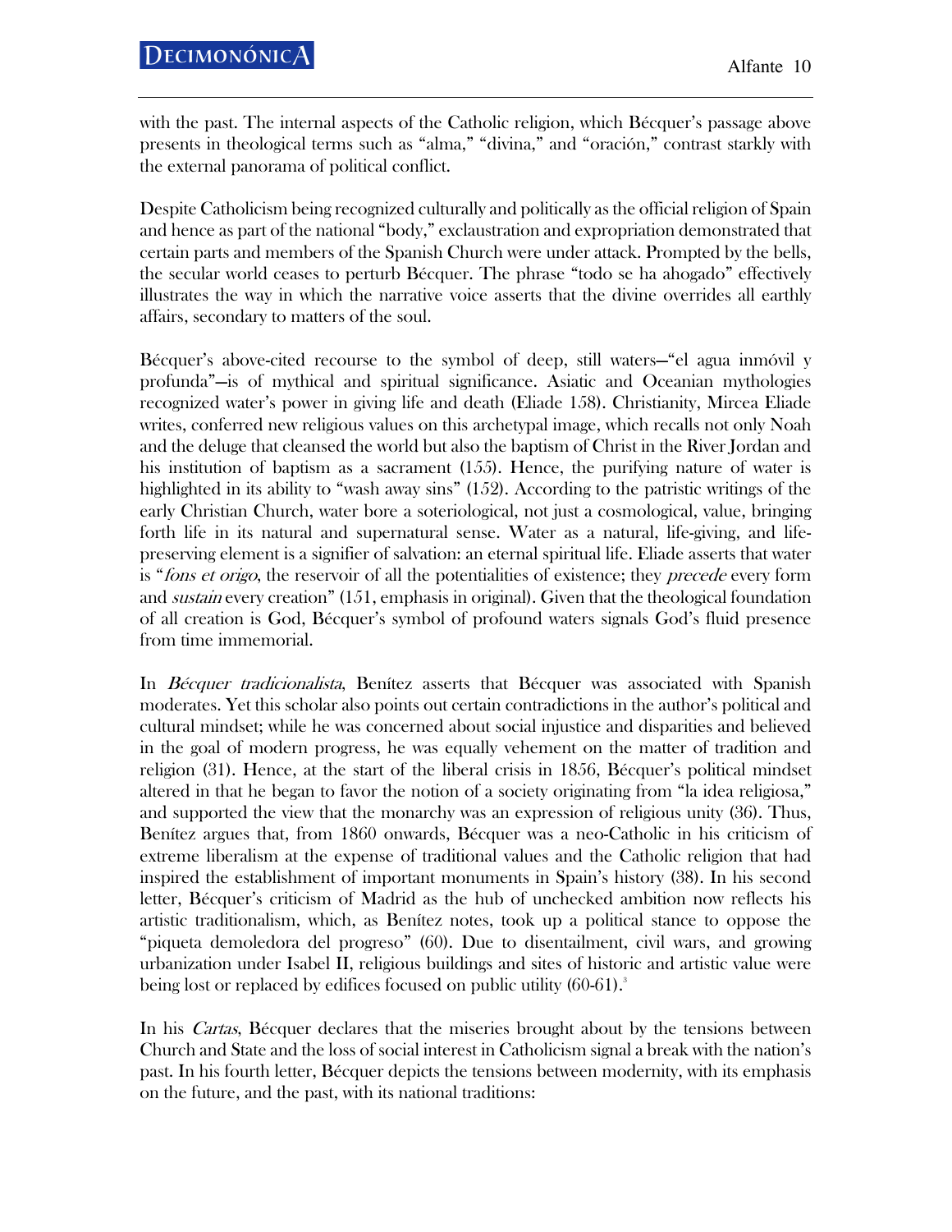with the past. The internal aspects of the Catholic religion, which Bécquer's passage above presents in theological terms such as "alma," "divina," and "oración," contrast starkly with the external panorama of political conflict.

Despite Catholicism being recognized culturally and politically as the official religion of Spain and hence as part of the national "body," exclaustration and expropriation demonstrated that certain parts and members of the Spanish Church were under attack. Prompted by the bells, the secular world ceases to perturb Bécquer. The phrase "todo se ha ahogado" effectively illustrates the way in which the narrative voice asserts that the divine overrides all earthly affairs, secondary to matters of the soul.

Bécquer's above-cited recourse to the symbol of deep, still waters—"el agua inmóvil y profunda"—is of mythical and spiritual significance. Asiatic and Oceanian mythologies recognized water's power in giving life and death (Eliade 158). Christianity, Mircea Eliade writes, conferred new religious values on this archetypal image, which recalls not only Noah and the deluge that cleansed the world but also the baptism of Christ in the River Jordan and his institution of baptism as a sacrament (155). Hence, the purifying nature of water is highlighted in its ability to "wash away sins" (152). According to the patristic writings of the early Christian Church, water bore a soteriological, not just a cosmological, value, bringing forth life in its natural and supernatural sense. Water as a natural, life-giving, and life-preserving element is a signifier of salvation: an eternal spiritual life. Eliade asserts that water is "*fons et origo*, the reservoir of all the potentialities of existence; they *precede* every form and *sustain* every creation" (151, emphasis in original). Given that the theological foundation of all creation is God, Bécquer's symbol of profound waters signals God's fluid presence from time immemorial.

In *Bécquer tradicionalista*, Benítez asserts that Bécquer was associated with Spanish moderates. Yet this scholar also points out certain contradictions in the author's political and cultural mindset; while he was concerned about social injustice and disparities and believed in the goal of modern progress, he was equally vehement on the matter of tradition and religion (31). Hence, at the start of the liberal crisis in 1856, Bécquer's political mindset altered in that he began to favor the notion of a society originating from "la idea religiosa," and supported the view that the monarchy was an expression of religious unity (36). Thus, Benítez argues that, from 1860 onwards, Bécquer was a neo-Catholic in his criticism of extreme liberalism at the expense of traditional values and the Catholic religion that had inspired the establishment of important monuments in Spain's history (38). In his second letter, Bécquer's criticism of Madrid as the hub of unchecked ambition now reflects his artistic traditionalism, which, as Benítez notes, took up a political stance to oppose the "piqueta demoledora del progreso" (60). Due to disentailment, civil wars, and growing urbanization under Isabel II, religious buildings and sites of historic and artistic value were being lost or replaced by edifices focused on public utility (60-61).[3]

In his *Cartas*, Bécquer declares that the miseries brought about by the tensions between Church and State and the loss of social interest in Catholicism signal a break with the nation's past. In his fourth letter, Bécquer depicts the tensions between modernity, with its emphasis on the future, and the past, with its national traditions: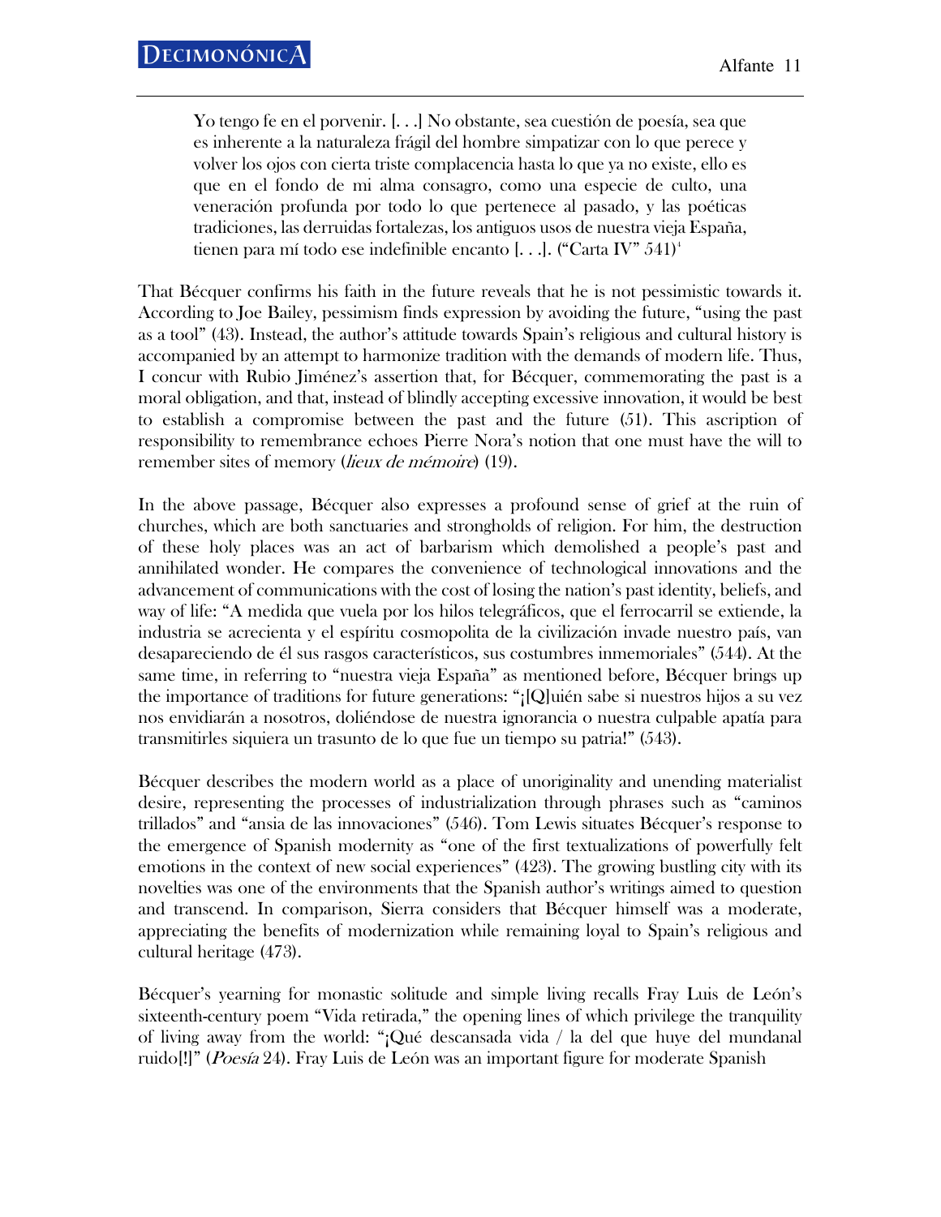> Yo tengo fe en el porvenir. [. . .] No obstante, sea cuestión de poesía, sea que es inherente a la naturaleza frágil del hombre simpatizar con lo que perece y volver los ojos con cierta triste complacencia hasta lo que ya no existe, ello es que en el fondo de mi alma consagro, como una especie de culto, una veneración profunda por todo lo que pertenece al pasado, y las poéticas tradiciones, las derruidas fortalezas, los antiguos usos de nuestra vieja España, tienen para mí todo ese indefinible encanto [. . .]. ("Carta IV" 541)[4]

That Bécquer confirms his faith in the future reveals that he is not pessimistic towards it. According to Joe Bailey, pessimism finds expression by avoiding the future, "using the past as a tool" (43). Instead, the author's attitude towards Spain's religious and cultural history is accompanied by an attempt to harmonize tradition with the demands of modern life. Thus, I concur with Rubio Jiménez's assertion that, for Bécquer, commemorating the past is a moral obligation, and that, instead of blindly accepting excessive innovation, it would be best to establish a compromise between the past and the future (51). This ascription of responsibility to remembrance echoes Pierre Nora's notion that one must have the will to remember sites of memory (*lieux de mémoire*) (19).

In the above passage, Bécquer also expresses a profound sense of grief at the ruin of churches, which are both sanctuaries and strongholds of religion. For him, the destruction of these holy places was an act of barbarism which demolished a people's past and annihilated wonder. He compares the convenience of technological innovations and the advancement of communications with the cost of losing the nation's past identity, beliefs, and way of life: "A medida que vuela por los hilos telegráficos, que el ferrocarril se extiende, la industria se acrecienta y el espíritu cosmopolita de la civilización invade nuestro país, van despareciendo de él sus rasgos característicos, sus costumbres inmemoriales" (544). At the same time, in referring to "nuestra vieja España" as mentioned before, Bécquer brings up the importance of traditions for future generations: "¡[Q]uién sabe si nuestros hijos a su vez nos envidiarán a nosotros, doliéndose de nuestra ignorancia o nuestra culpable apatía para transmitirles siquiera un trasunto de lo que fue un tiempo su patria!" (543).

Bécquer describes the modern world as a place of unoriginality and unending materialist desire, representing the processes of industrialization through phrases such as "caminos trillados" and "ansia de las innovaciones" (546). Tom Lewis situates Bécquer's response to the emergence of Spanish modernity as "one of the first textualizations of powerfully felt emotions in the context of new social experiences" (423). The growing bustling city with its novelties was one of the environments that the Spanish author's writings aimed to question and transcend. In comparison, Sierra considers that Bécquer himself was a moderate, appreciating the benefits of modernization while remaining loyal to Spain's religious and cultural heritage (473).

Bécquer's yearning for monastic solitude and simple living recalls Fray Luis de León's sixteenth-century poem "Vida retirada," the opening lines of which privilege the tranquility of living away from the world: "¡Qué descansada vida / la del que huye del mundanal ruido[!]" (*Poesía* 24). Fray Luis de León was an important figure for moderate Spanish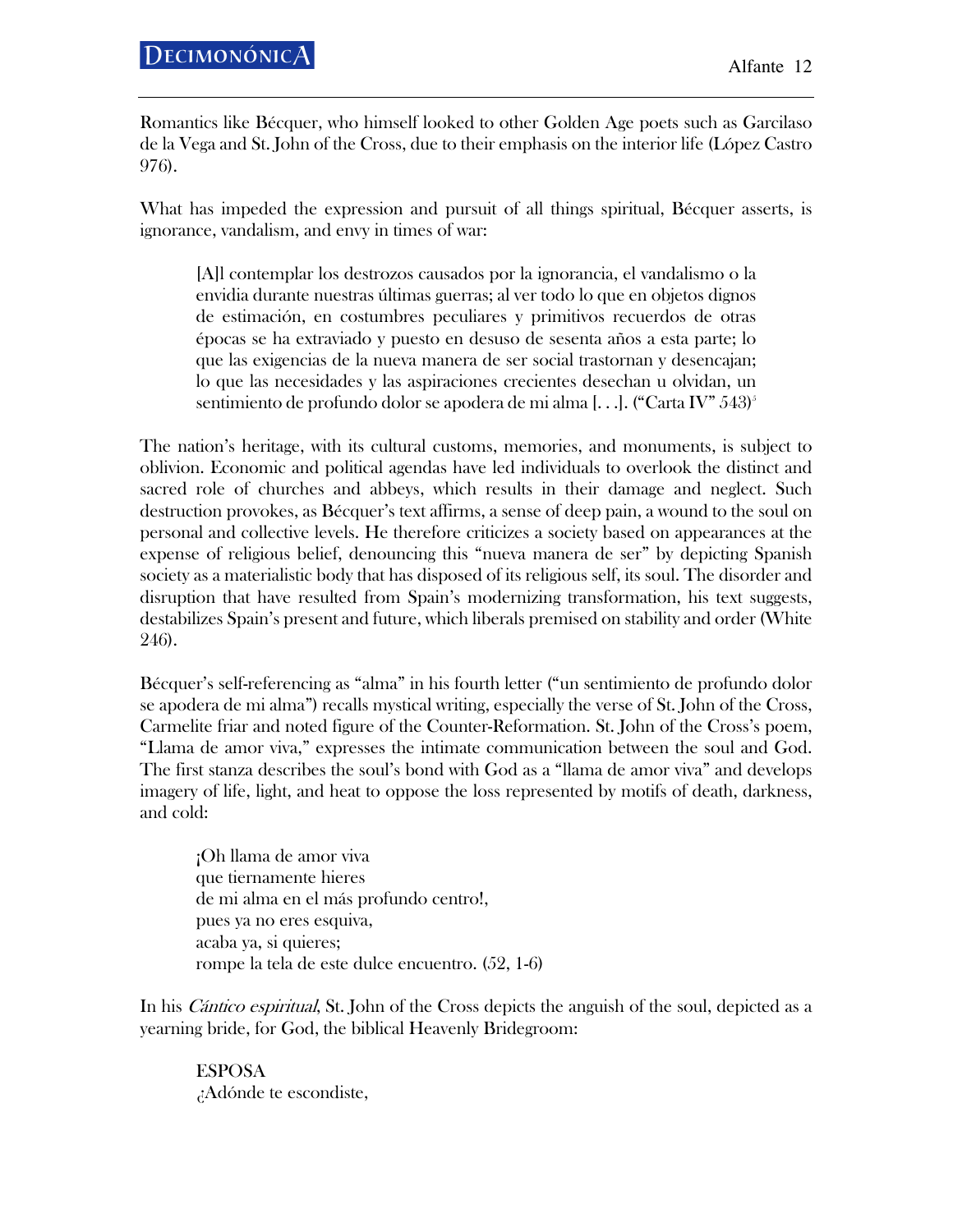Romantics like Bécquer, who himself looked to other Golden Age poets such as Garcilaso de la Vega and St. John of the Cross, due to their emphasis on the interior life (López Castro 976).

What has impeded the expression and pursuit of all things spiritual, Bécquer asserts, is ignorance, vandalism, and envy in times of war:

> [A]l contemplar los destrozos causados por la ignorancia, el vandalismo o la envidia durante nuestras últimas guerras; al ver todo lo que en objetos dignos de estimación, en costumbres peculiares y primitivos recuerdos de otras épocas se ha extraviado y puesto en desuso de sesenta años a esta parte; lo que las exigencias de la nueva manera de ser social trastornan y desencajan; lo que las necesidades y las aspiraciones crecientes desechan u olvidan, un sentimiento de profundo dolor se apodera de mi alma [. . .]. ("Carta IV" 543)[5]

The nation's heritage, with its cultural customs, memories, and monuments, is subject to oblivion. Economic and political agendas have led individuals to overlook the distinct and sacred role of churches and abbeys, which results in their damage and neglect. Such destruction provokes, as Bécquer's text affirms, a sense of deep pain, a wound to the soul on personal and collective levels. He therefore criticizes a society based on appearances at the expense of religious belief, denouncing this "nueva manera de ser" by depicting Spanish society as a materialistic body that has disposed of its religious self, its soul. The disorder and disruption that have resulted from Spain's modernizing transformation, his text suggests, destabilizes Spain's present and future, which liberals premised on stability and order (White 246).

Bécquer's self-referencing as "alma" in his fourth letter ("un sentimiento de profundo dolor se apodera de mi alma") recalls mystical writing, especially the verse of St. John of the Cross, Carmelite friar and noted figure of the Counter-Reformation. St. John of the Cross's poem, "Llama de amor viva," expresses the intimate communication between the soul and God. The first stanza describes the soul's bond with God as a "llama de amor viva" and develops imagery of life, light, and heat to oppose the loss represented by motifs of death, darkness, and cold:

> ¡Oh llama de amor viva  
> que tiernamente hieres  
> de mi alma en el más profundo centro!,  
> pues ya no eres esquiva,  
> acaba ya, si quieres;  
> rompe la tela de este dulce encuentro. (52, 1-6)

In his *Cántico espiritual*, St. John of the Cross depicts the anguish of the soul, depicted as a yearning bride, for God, the biblical Heavenly Bridegroom:

> ESPOSA  
> ¿Adónde te escondiste,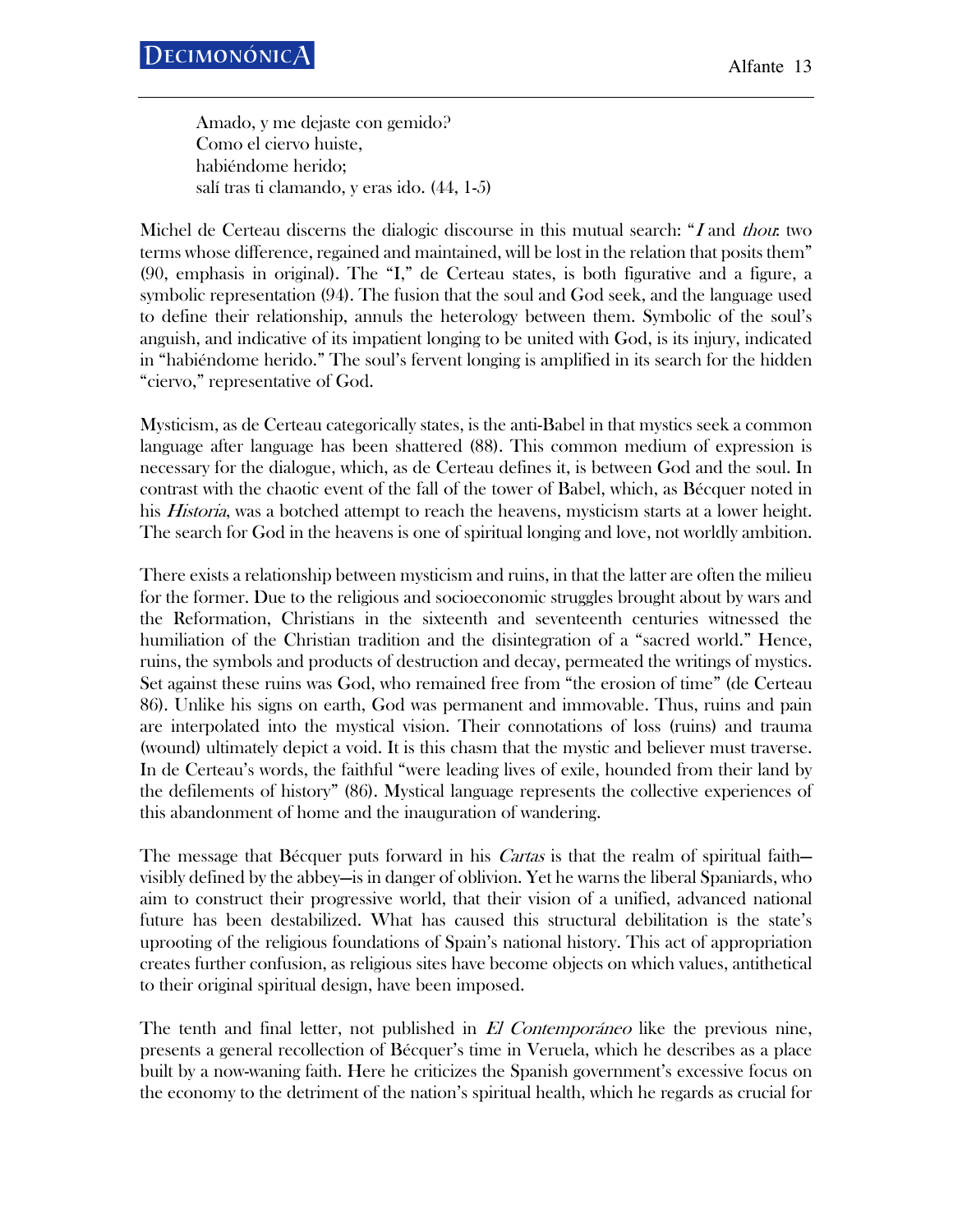Amado, y me dejaste con gemido?  
Como el ciervo huiste,  
habiéndome herido;  
salí tras ti clamando, y eras ido. (44, 1-5)

Michel de Certeau discerns the dialogic discourse in this mutual search: "*I* and *thou*: two terms whose difference, regained and maintained, will be lost in the relation that posits them" (90, emphasis in original). The "I," de Certeau states, is both figurative and a figure, a symbolic representation (94). The fusion that the soul and God seek, and the language used to define their relationship, annuls the heterology between them. Symbolic of the soul's anguish, and indicative of its impatient longing to be united with God, is its injury, indicated in "habiéndome herido." The soul's fervent longing is amplified in its search for the hidden "ciervo," representative of God.

Mysticism, as de Certeau categorically states, is the anti-Babel in that mystics seek a common language after language has been shattered (88). This common medium of expression is necessary for the dialogue, which, as de Certeau defines it, is between God and the soul. In contrast with the chaotic event of the fall of the tower of Babel, which, as Bécquer noted in his *Historia*, was a botched attempt to reach the heavens, mysticism starts at a lower height. The search for God in the heavens is one of spiritual longing and love, not worldly ambition.

There exists a relationship between mysticism and ruins, in that the latter are often the milieu for the former. Due to the religious and socioeconomic struggles brought about by wars and the Reformation, Christians in the sixteenth and seventeenth centuries witnessed the humiliation of the Christian tradition and the disintegration of a "sacred world." Hence, ruins, the symbols and products of destruction and decay, permeated the writings of mystics. Set against these ruins was God, who remained free from "the erosion of time" (de Certeau 86). Unlike his signs on earth, God was permanent and immovable. Thus, ruins and pain are interpolated into the mystical vision. Their connotations of loss (ruins) and trauma (wound) ultimately depict a void. It is this chasm that the mystic and believer must traverse. In de Certeau's words, the faithful "were leading lives of exile, hounded from their land by the defilements of history" (86). Mystical language represents the collective experiences of this abandonment of home and the inauguration of wandering.

The message that Bécquer puts forward in his *Cartas* is that the realm of spiritual faith—visibly defined by the abbey—is in danger of oblivion. Yet he warns the liberal Spaniards, who aim to construct their progressive world, that their vision of a unified, advanced national future has been destabilized. What has caused this structural debilitation is the state's uprooting of the religious foundations of Spain's national history. This act of appropriation creates further confusion, as religious sites have become objects on which values, antithetical to their original spiritual design, have been imposed.

The tenth and final letter, not published in *El Contemporáneo* like the previous nine, presents a general recollection of Bécquer's time in Veruela, which he describes as a place built by a now-waning faith. Here he criticizes the Spanish government's excessive focus on the economy to the detriment of the nation's spiritual health, which he regards as crucial for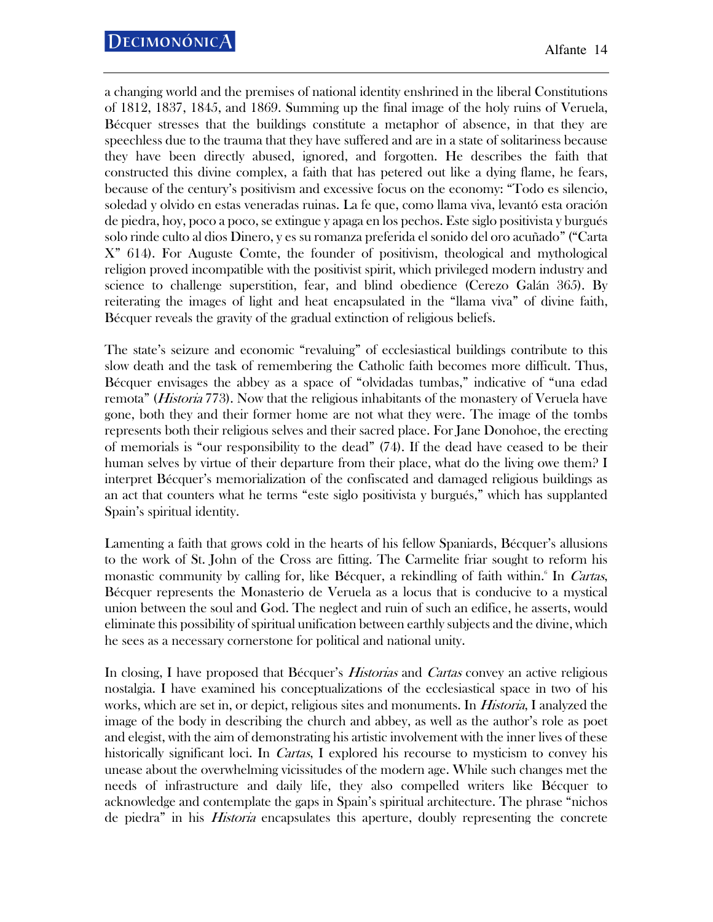a changing world and the premises of national identity enshrined in the liberal Constitutions of 1812, 1837, 1845, and 1869. Summing up the final image of the holy ruins of Veruela, Bécquer stresses that the buildings constitute a metaphor of absence, in that they are speechless due to the trauma that they have suffered and are in a state of solitariness because they have been directly abused, ignored, and forgotten. He describes the faith that constructed this divine complex, a faith that has petered out like a dying flame, he fears, because of the century's positivism and excessive focus on the economy: "Todo es silencio, soledad y olvido en estas veneradas ruinas. La fe que, como llama viva, levantó esta oración de piedra, hoy, poco a poco, se extingue y apaga en los pechos. Este siglo positivista y burgués solo rinde culto al dios Dinero, y es su romanza preferida el sonido del oro acuñado" ("Carta X" 614). For Auguste Comte, the founder of positivism, theological and mythological religion proved incompatible with the positivist spirit, which privileged modern industry and science to challenge superstition, fear, and blind obedience (Cerezo Galán 365). By reiterating the images of light and heat encapsulated in the "llama viva" of divine faith, Bécquer reveals the gravity of the gradual extinction of religious beliefs.

The state's seizure and economic "revaluing" of ecclesiastical buildings contribute to this slow death and the task of remembering the Catholic faith becomes more difficult. Thus, Bécquer envisages the abbey as a space of "olvidadas tumbas," indicative of "una edad remota" (*Historia* 773). Now that the religious inhabitants of the monastery of Veruela have gone, both they and their former home are not what they were. The image of the tombs represents both their religious selves and their sacred place. For Jane Donohoe, the erecting of memorials is "our responsibility to the dead" (74). If the dead have ceased to be their human selves by virtue of their departure from their place, what do the living owe them? I interpret Bécquer's memorialization of the confiscated and damaged religious buildings as an act that counters what he terms "este siglo positivista y burgués," which has supplanted Spain's spiritual identity.

Lamenting a faith that grows cold in the hearts of his fellow Spaniards, Bécquer's allusions to the work of St. John of the Cross are fitting. The Carmelite friar sought to reform his monastic community by calling for, like Bécquer, a rekindling of faith within.[6] In *Cartas*, Bécquer represents the Monasterio de Veruela as a locus that is conducive to a mystical union between the soul and God. The neglect and ruin of such an edifice, he asserts, would eliminate this possibility of spiritual unification between earthly subjects and the divine, which he sees as a necessary cornerstone for political and national unity.

In closing, I have proposed that Bécquer's *Historias* and *Cartas* convey an active religious nostalgia. I have examined his conceptualizations of the ecclesiastical space in two of his works, which are set in, or depict, religious sites and monuments. In *Historia*, I analyzed the image of the body in describing the church and abbey, as well as the author's role as poet and elegist, with the aim of demonstrating his artistic involvement with the inner lives of these historically significant loci. In *Cartas*, I explored his recourse to mysticism to convey his unease about the overwhelming vicissitudes of the modern age. While such changes met the needs of infrastructure and daily life, they also compelled writers like Bécquer to acknowledge and contemplate the gaps in Spain's spiritual architecture. The phrase "nichos de piedra" in his *Historia* encapsulates this aperture, doubly representing the concrete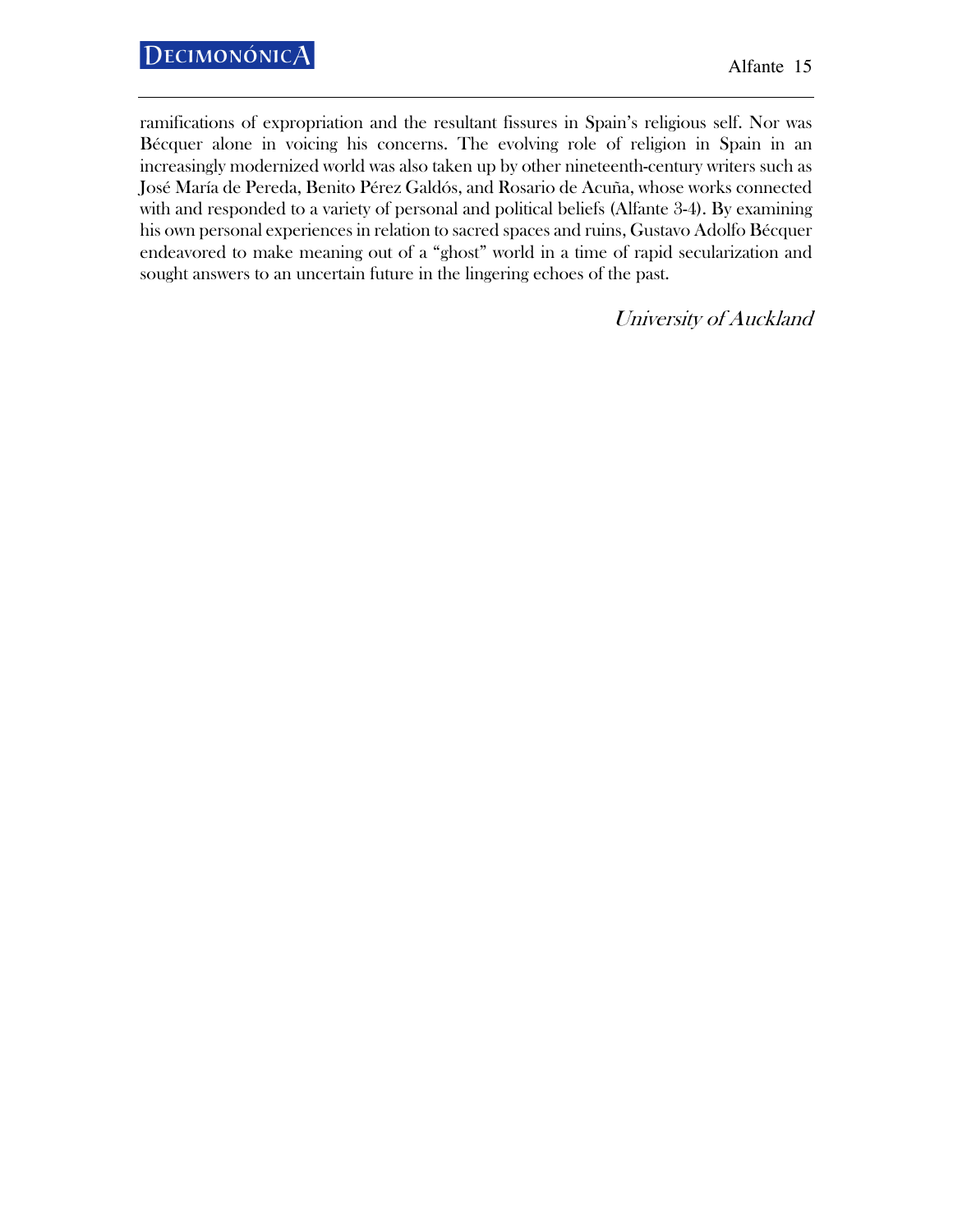ramifications of expropriation and the resultant fissures in Spain's religious self. Nor was Bécquer alone in voicing his concerns. The evolving role of religion in Spain in an increasingly modernized world was also taken up by other nineteenth-century writers such as José María de Pereda, Benito Pérez Galdós, and Rosario de Acuña, whose works connected with and responded to a variety of personal and political beliefs (Alfante 3-4). By examining his own personal experiences in relation to sacred spaces and ruins, Gustavo Adolfo Bécquer endeavored to make meaning out of a "ghost" world in a time of rapid secularization and sought answers to an uncertain future in the lingering echoes of the past.

*University of Auckland*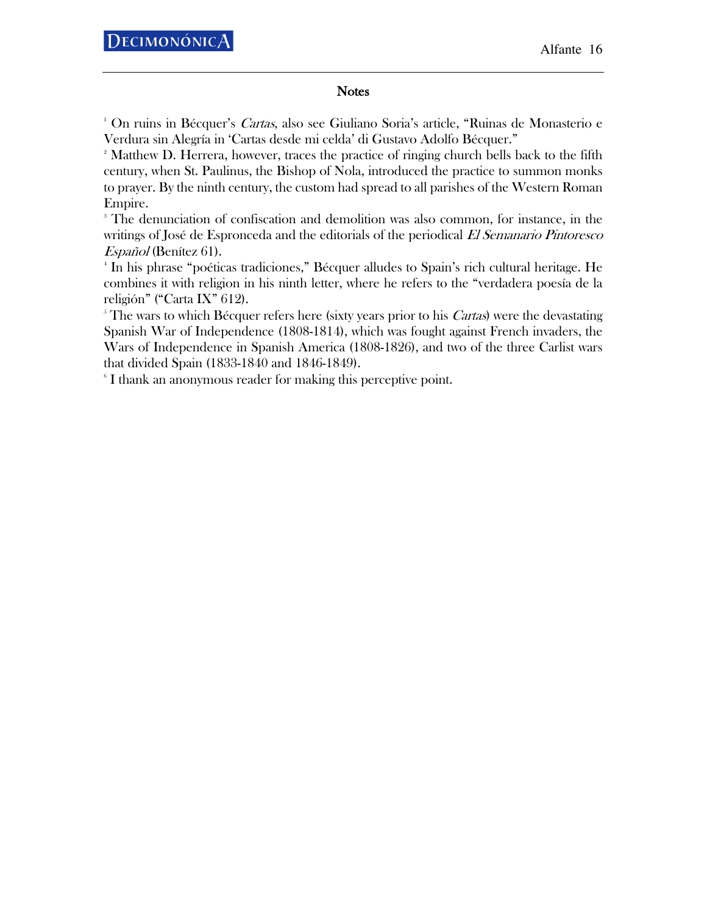## Notes

[1] On ruins in Bécquer's *Cartas*, also see Giuliano Soria's article, "Ruinas de Monasterio e Verdura sin Alegría in 'Cartas desde mi celda' di Gustavo Adolfo Bécquer."

[2] Matthew D. Herrera, however, traces the practice of ringing church bells back to the fifth century, when St. Paulinus, the Bishop of Nola, introduced the practice to summon monks to prayer. By the ninth century, the custom had spread to all parishes of the Western Roman Empire.

[3] The denunciation of confiscation and demolition was also common, for instance, in the writings of José de Espronceda and the editorials of the periodical *El Semanario Pintoresco Español* (Benítez 61).

[4] In his phrase "poéticas tradiciones," Bécquer alludes to Spain's rich cultural heritage. He combines it with religion in his ninth letter, where he refers to the "verdadera poesía de la religión" ("Carta IX" 612).

[5] The wars to which Bécquer refers here (sixty years prior to his *Cartas*) were the devastating Spanish War of Independence (1808-1814), which was fought against French invaders, the Wars of Independence in Spanish America (1808-1826), and two of the three Carlist wars that divided Spain (1833-1840 and 1846-1849).

[6] I thank an anonymous reader for making this perceptive point.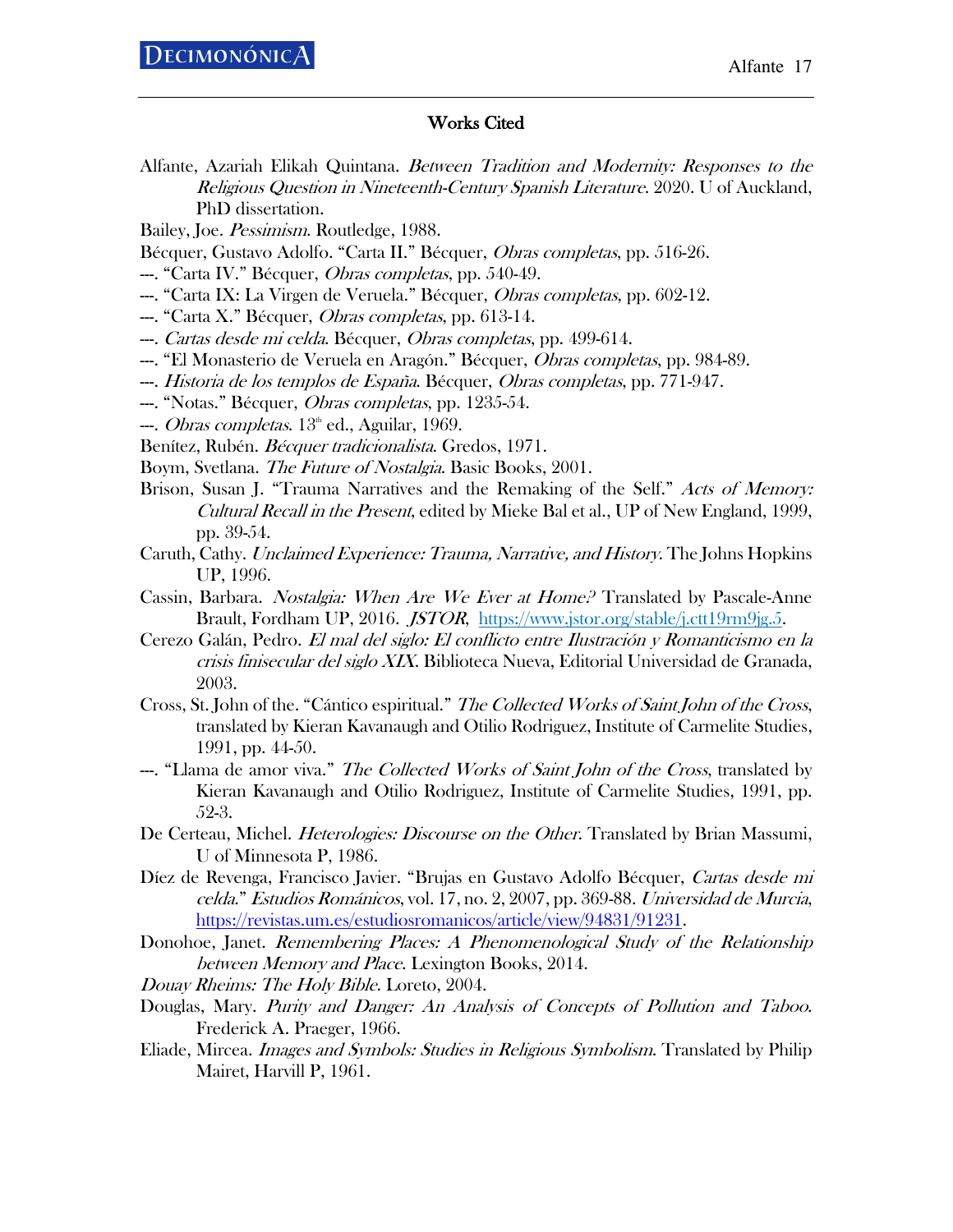## Works Cited

Alfante, Azariah Elikah Quintana. *Between Tradition and Modernity: Responses to the Religious Question in Nineteenth-Century Spanish Literature*. 2020. U of Auckland, PhD dissertation.

Bailey, Joe. *Pessimism*. Routledge, 1988.

Bécquer, Gustavo Adolfo. "Carta II." Bécquer, *Obras completas*, pp. 516-26.

---. "Carta IV." Bécquer, *Obras completas*, pp. 540-49.

---. "Carta IX: La Virgen de Veruela." Bécquer, *Obras completas*, pp. 602-12.

---. "Carta X." Bécquer, *Obras completas*, pp. 613-14.

---. *Cartas desde mi celda*. Bécquer, *Obras completas*, pp. 499-614.

---. "El Monasterio de Veruela en Aragón." Bécquer, *Obras completas*, pp. 984-89.

---. *Historia de los templos de España*. Bécquer, *Obras completas*, pp. 771-947.

---. "Notas." Bécquer, *Obras completas*, pp. 1235-54.

---. *Obras completas*. 13th ed., Aguilar, 1969.

Benítez, Rubén. *Bécquer tradicionalista*. Gredos, 1971.

Boym, Svetlana. *The Future of Nostalgia*. Basic Books, 2001.

Brison, Susan J. "Trauma Narratives and the Remaking of the Self." *Acts of Memory: Cultural Recall in the Present*, edited by Mieke Bal et al., UP of New England, 1999, pp. 39-54.

Caruth, Cathy. *Unclaimed Experience: Trauma, Narrative, and History*. The Johns Hopkins UP, 1996.

Cassin, Barbara. *Nostalgia: When Are We Ever at Home?* Translated by Pascale-Anne Brault, Fordham UP, 2016. *JSTOR*, https://www.jstor.org/stable/j.ctt19rm9jg.5.

Cerezo Galán, Pedro. *El mal del siglo: El conflicto entre Ilustración y Romanticismo en la crisis finisecular del siglo XIX*. Biblioteca Nueva, Editorial Universidad de Granada, 2003.

Cross, St. John of the. "Cántico espiritual." *The Collected Works of Saint John of the Cross*, translated by Kieran Kavanaugh and Otilio Rodriguez, Institute of Carmelite Studies, 1991, pp. 44-50.

---. "Llama de amor viva." *The Collected Works of Saint John of the Cross*, translated by Kieran Kavanaugh and Otilio Rodriguez, Institute of Carmelite Studies, 1991, pp. 52-3.

De Certeau, Michel. *Heterologies: Discourse on the Other*. Translated by Brian Massumi, U of Minnesota P, 1986.

Díez de Revenga, Francisco Javier. "Brujas en Gustavo Adolfo Bécquer, *Cartas desde mi celda*." *Estudios Románicos*, vol. 17, no. 2, 2007, pp. 369-88. *Universidad de Murcia*, https://revistas.um.es/estudiosromanicos/article/view/94831/91231.

Donohoe, Janet. *Remembering Places: A Phenomenological Study of the Relationship between Memory and Place*. Lexington Books, 2014.

*Douay Rheims: The Holy Bible*. Loreto, 2004.

Douglas, Mary. *Purity and Danger: An Analysis of Concepts of Pollution and Taboo*. Frederick A. Praeger, 1966.

Eliade, Mircea. *Images and Symbols: Studies in Religious Symbolism*. Translated by Philip Mairet, Harvill P, 1961.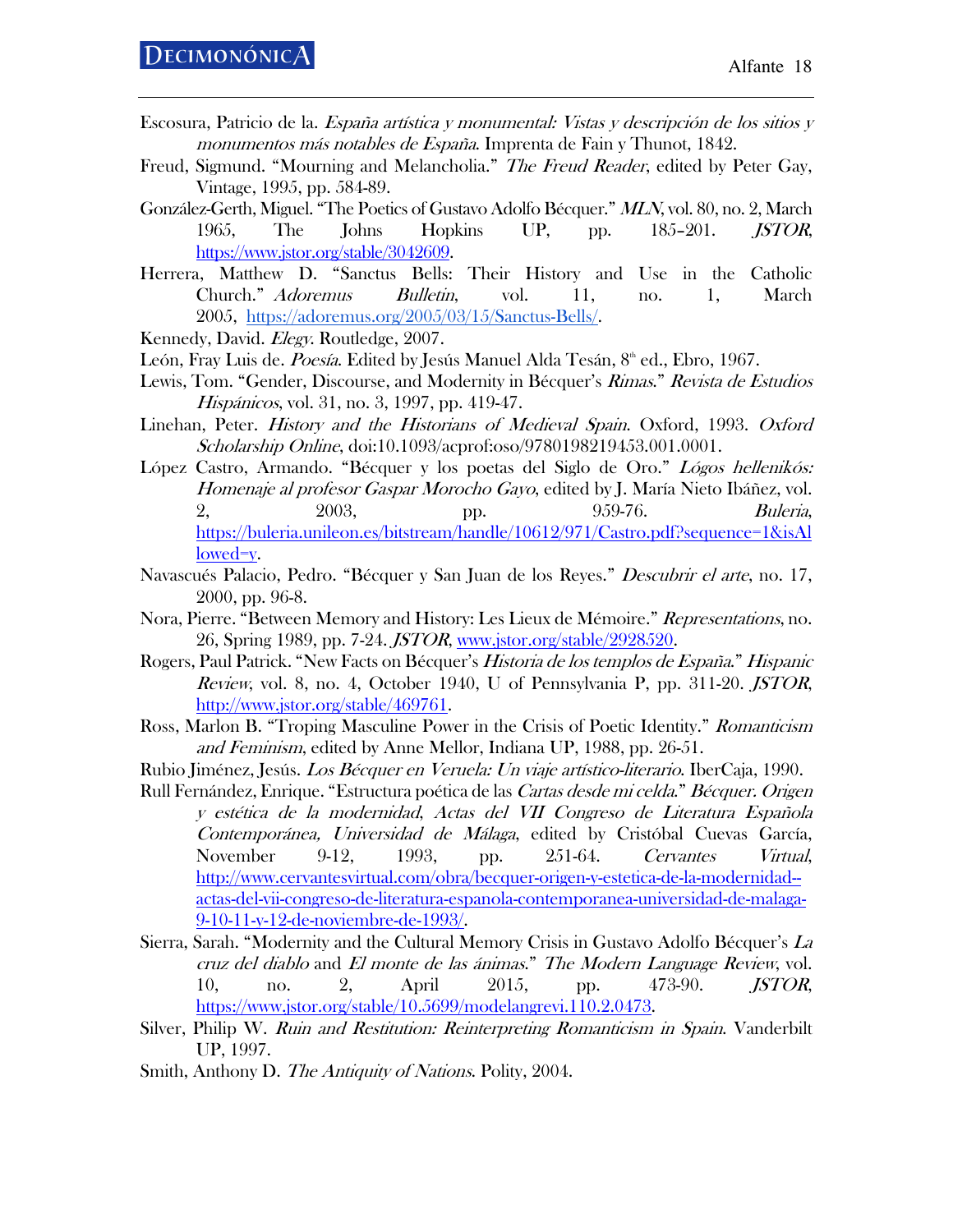Escosura, Patricio de la. *España artística y monumental: Vistas y descripción de los sitios y monumentos más notables de España*. Imprenta de Fain y Thunot, 1842.

Freud, Sigmund. "Mourning and Melancholia." *The Freud Reader*, edited by Peter Gay, Vintage, 1995, pp. 584-89.

González-Gerth, Miguel. "The Poetics of Gustavo Adolfo Bécquer." *MLN*, vol. 80, no. 2, March 1965, The Johns Hopkins UP, pp. 185–201. *JSTOR*, https://www.jstor.org/stable/3042609.

Herrera, Matthew D. "Sanctus Bells: Their History and Use in the Catholic Church." *Adoremus Bulletin*, vol. 11, no. 1, March 2005, https://adoremus.org/2005/03/15/Sanctus-Bells/.

Kennedy, David. *Elegy*. Routledge, 2007.

León, Fray Luis de. *Poesía*. Edited by Jesús Manuel Alda Tesán, 8th ed., Ebro, 1967.

Lewis, Tom. "Gender, Discourse, and Modernity in Bécquer's *Rimas*." *Revista de Estudios Hispánicos*, vol. 31, no. 3, 1997, pp. 419-47.

Linehan, Peter. *History and the Historians of Medieval Spain*. Oxford, 1993. *Oxford Scholarship Online*, doi:10.1093/acprof:oso/9780198219453.001.0001.

López Castro, Armando. "Bécquer y los poetas del Siglo de Oro." *Lógos hellenikós: Homenaje al profesor Gaspar Morocho Gayo*, edited by J. María Nieto Ibáñez, vol. 2, 2003, pp. 959-76. *Buleria*, https://buleria.unileon.es/bitstream/handle/10612/971/Castro.pdf?sequence=1&isAllowed=y.

Navascués Palacio, Pedro. "Bécquer y San Juan de los Reyes." *Descubrir el arte*, no. 17, 2000, pp. 96-8.

Nora, Pierre. "Between Memory and History: Les Lieux de Mémoire." *Representations*, no. 26, Spring 1989, pp. 7-24. *JSTOR*, www.jstor.org/stable/2928520.

Rogers, Paul Patrick. "New Facts on Bécquer's *Historia de los templos de España*." *Hispanic Review*, vol. 8, no. 4, October 1940, U of Pennsylvania P, pp. 311-20. *JSTOR*, http://www.jstor.org/stable/469761.

Ross, Marlon B. "Troping Masculine Power in the Crisis of Poetic Identity." *Romanticism and Feminism*, edited by Anne Mellor, Indiana UP, 1988, pp. 26-51.

Rubio Jiménez, Jesús. *Los Bécquer en Veruela: Un viaje artístico-literario*. IberCaja, 1990.

Rull Fernández, Enrique. "Estructura poética de las *Cartas desde mi celda*." *Bécquer. Origen y estética de la modernidad, Actas del VII Congreso de Literatura Española Contemporánea, Universidad de Málaga*, edited by Cristóbal Cuevas García, November 9-12, 1993, pp. 251-64. *Cervantes Virtual*, http://www.cervantesvirtual.com/obra/becquer-origen-y-estetica-de-la-modernidad--actas-del-vii-congreso-de-literatura-espanola-contemporanea-universidad-de-malaga-9-10-11-y-12-de-noviembre-de-1993/.

Sierra, Sarah. "Modernity and the Cultural Memory Crisis in Gustavo Adolfo Bécquer's *La cruz del diablo* and *El monte de las ánimas*." *The Modern Language Review*, vol. 10, no. 2, April 2015, pp. 473-90. *JSTOR*, https://www.jstor.org/stable/10.5699/modelangrevi.110.2.0473.

Silver, Philip W. *Ruin and Restitution: Reinterpreting Romanticism in Spain*. Vanderbilt UP, 1997.

Smith, Anthony D. *The Antiquity of Nations*. Polity, 2004.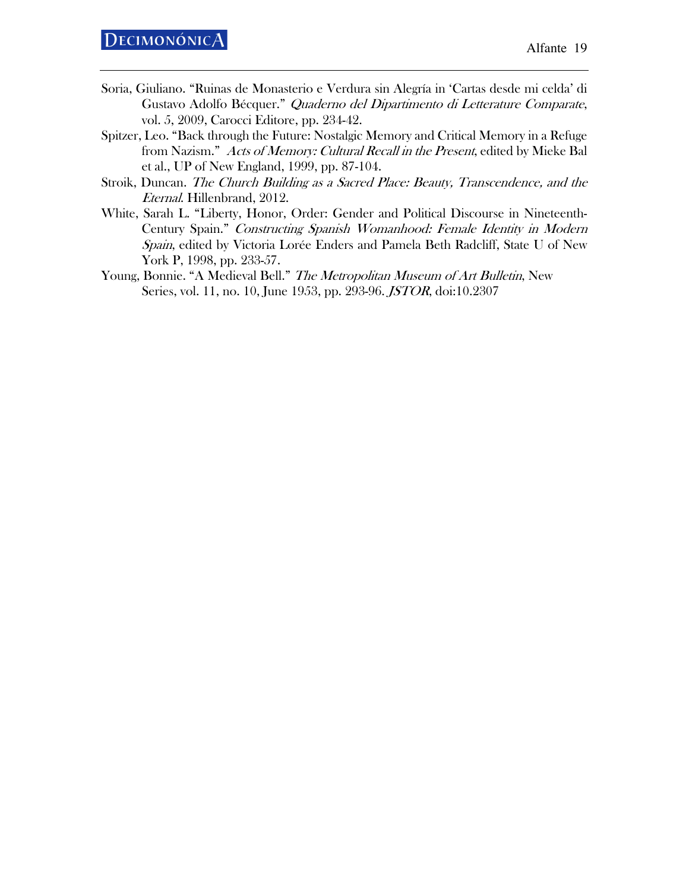Soria, Giuliano. "Ruinas de Monasterio e Verdura sin Alegría in 'Cartas desde mi celda' di Gustavo Adolfo Bécquer." *Quaderno del Dipartimento di Letterature Comparate*, vol. 5, 2009, Carocci Editore, pp. 234-42.

Spitzer, Leo. "Back through the Future: Nostalgic Memory and Critical Memory in a Refuge from Nazism." *Acts of Memory: Cultural Recall in the Present*, edited by Mieke Bal et al., UP of New England, 1999, pp. 87-104.

Stroik, Duncan. *The Church Building as a Sacred Place: Beauty, Transcendence, and the Eternal*. Hillenbrand, 2012.

White, Sarah L. "Liberty, Honor, Order: Gender and Political Discourse in Nineteenth-Century Spain." *Constructing Spanish Womanhood: Female Identity in Modern Spain*, edited by Victoria Lorée Enders and Pamela Beth Radcliff, State U of New York P, 1998, pp. 233-57.

Young, Bonnie. "A Medieval Bell." *The Metropolitan Museum of Art Bulletin*, New Series, vol. 11, no. 10, June 1953, pp. 293-96. *JSTOR*, doi:10.2307